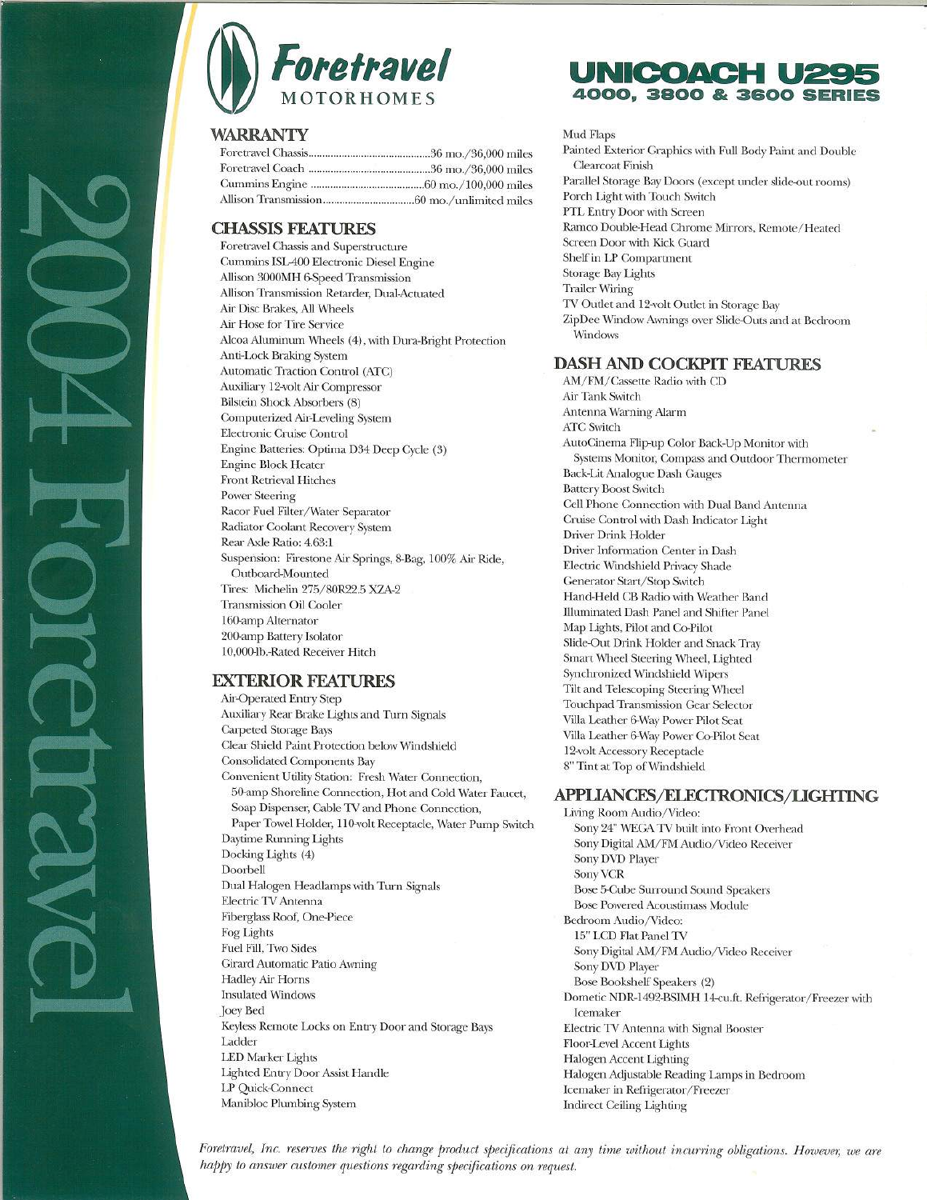# Foretravel MOTORHOMES

# UNICOACH U295
## 4000, 3800 & 3600 SERIES

2004 Foretravel

## WARRANTY

| | |
|---|---|
| Foretravel Chassis | 36 mo./36,000 miles |
| Foretravel Coach | 36 mo./36,000 miles |
| Cummins Engine | 60 mo./100,000 miles |
| Allison Transmission | 60 mo./unlimited miles |

## CHASSIS FEATURES

- Foretravel Chassis and Superstructure
- Cummins ISL-400 Electronic Diesel Engine
- Allison 3000MH 6-Speed Transmission
- Allison Transmission Retarder, Dual-Actuated
- Air Disc Brakes, All Wheels
- Air Hose for Tire Service
- Alcoa Aluminum Wheels (4), with Dura-Bright Protection
- Anti-Lock Braking System
- Automatic Traction Control (ATC)
- Auxiliary 12-volt Air Compressor
- Bilstein Shock Absorbers (8)
- Computerized Air-Leveling System
- Electronic Cruise Control
- Engine Batteries: Optima D34 Deep Cycle (3)
- Engine Block Heater
- Front Retrieval Hitches
- Power Steering
- Racor Fuel Filter/Water Separator
- Radiator Coolant Recovery System
- Rear Axle Ratio: 4.63:1
- Suspension: Firestone Air Springs, 8-Bag, 100% Air Ride, Outboard-Mounted
- Tires: Michelin 275/80R22.5 XZA-2
- Transmission Oil Cooler
- 160-amp Alternator
- 200-amp Battery Isolator
- 10,000-lb.-Rated Receiver Hitch

## EXTERIOR FEATURES

- Air-Operated Entry Step
- Auxiliary Rear Brake Lights and Turn Signals
- Carpeted Storage Bays
- Clear Shield Paint Protection below Windshield
- Consolidated Components Bay
- Convenient Utility Station: Fresh Water Connection, 50-amp Shoreline Connection, Hot and Cold Water Faucet, Soap Dispenser, Cable TV and Phone Connection, Paper Towel Holder, 110-volt Receptacle, Water Pump Switch
- Daytime Running Lights
- Docking Lights (4)
- Doorbell
- Dual Halogen Headlamps with Turn Signals
- Electric TV Antenna
- Fiberglass Roof, One-Piece
- Fog Lights
- Fuel Fill, Two Sides
- Girard Automatic Patio Awning
- Hadley Air Horns
- Insulated Windows
- Joey Bed
- Keyless Remote Locks on Entry Door and Storage Bays
- Ladder
- LED Marker Lights
- Lighted Entry Door Assist Handle
- LP Quick-Connect
- Manibloc Plumbing System
- Mud Flaps
- Painted Exterior Graphics with Full Body Paint and Double Clearcoat Finish
- Parallel Storage Bay Doors (except under slide-out rooms)
- Porch Light with Touch Switch
- PTL Entry Door with Screen
- Ramco Double-Head Chrome Mirrors, Remote/Heated
- Screen Door with Kick Guard
- Shelf in LP Compartment
- Storage Bay Lights
- Trailer Wiring
- TV Outlet and 12-volt Outlet in Storage Bay
- ZipDee Window Awnings over Slide-Outs and at Bedroom Windows

## DASH AND COCKPIT FEATURES

- AM/FM/Cassette Radio with CD
- Air Tank Switch
- Antenna Warning Alarm
- ATC Switch
- AutoCinema Flip-up Color Back-Up Monitor with Systems Monitor, Compass and Outdoor Thermometer
- Back-Lit Analogue Dash Gauges
- Battery Boost Switch
- Cell Phone Connection with Dual Band Antenna
- Cruise Control with Dash Indicator Light
- Driver Drink Holder
- Driver Information Center in Dash
- Electric Windshield Privacy Shade
- Generator Start/Stop Switch
- Hand-Held CB Radio with Weather Band
- Illuminated Dash Panel and Shifter Panel
- Map Lights, Pilot and Co-Pilot
- Slide-Out Drink Holder and Snack Tray
- Smart Wheel Steering Wheel, Lighted
- Synchronized Windshield Wipers
- Tilt and Telescoping Steering Wheel
- Touchpad Transmission Gear Selector
- Villa Leather 6-Way Power Pilot Seat
- Villa Leather 6-Way Power Co-Pilot Seat
- 12-volt Accessory Receptacle
- 8" Tint at Top of Windshield

## APPLIANCES/ELECTRONICS/LIGHTING

- Living Room Audio/Video:
  - Sony 24" WEGA TV built into Front Overhead
  - Sony Digital AM/FM Audio/Video Receiver
  - Sony DVD Player
  - Sony VCR
  - Bose 5-Cube Surround Sound Speakers
  - Bose Powered Acoustimass Module
- Bedroom Audio/Video:
  - 15" LCD Flat Panel TV
  - Sony Digital AM/FM Audio/Video Receiver
  - Sony DVD Player
  - Bose Bookshelf Speakers (2)
- Dometic NDR-1492-BSIMH 14-cu.ft. Refrigerator/Freezer with Icemaker
- Electric TV Antenna with Signal Booster
- Floor-Level Accent Lights
- Halogen Accent Lighting
- Halogen Adjustable Reading Lamps in Bedroom
- Icemaker in Refrigerator/Freezer
- Indirect Ceiling Lighting

*Foretravel, Inc. reserves the right to change product specifications at any time without incurring obligations. However, we are happy to answer customer questions regarding specifications on request.*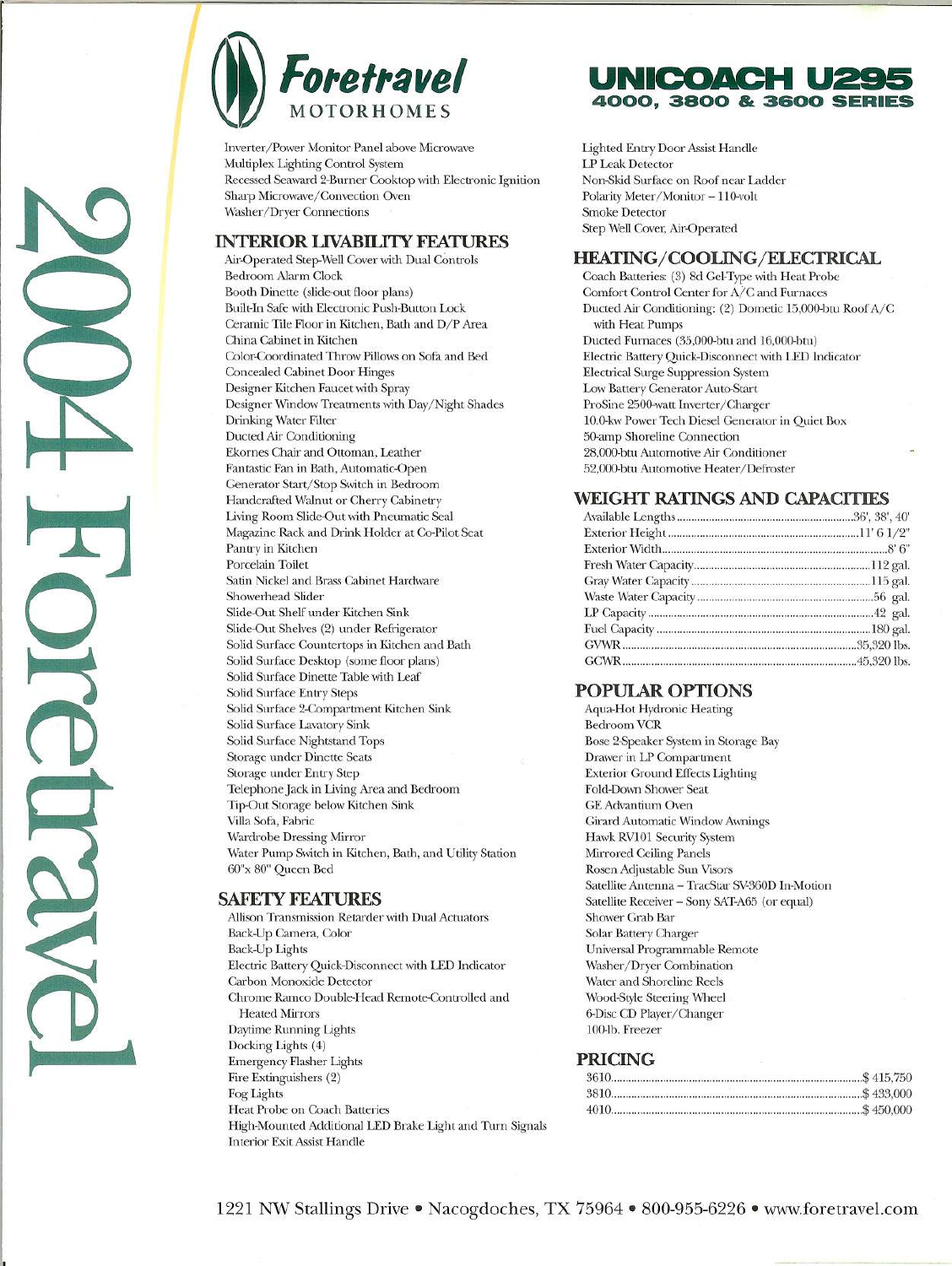Foretravel MOTORHOMES

# UNICOACH U295
## 4000, 3800 & 3600 SERIES

2004 Foretravel

- Inverter/Power Monitor Panel above Microwave
- Multiplex Lighting Control System
- Recessed Seaward 2-Burner Cooktop with Electronic Ignition
- Sharp Microwave/Convection Oven
- Washer/Dryer Connections

## INTERIOR LIVABILITY FEATURES

- Air-Operated Step-Well Cover with Dual Controls
- Bedroom Alarm Clock
- Booth Dinette (slide-out floor plans)
- Built-In Safe with Electronic Push-Button Lock
- Ceramic Tile Floor in Kitchen, Bath and D/P Area
- China Cabinet in Kitchen
- Color-Coordinated Throw Pillows on Sofa and Bed
- Concealed Cabinet Door Hinges
- Designer Kitchen Faucet with Spray
- Designer Window Treatments with Day/Night Shades
- Drinking Water Filter
- Ducted Air Conditioning
- Ekornes Chair and Ottoman, Leather
- Fantastic Fan in Bath, Automatic-Open
- Generator Start/Stop Switch in Bedroom
- Handcrafted Walnut or Cherry Cabinetry
- Living Room Slide-Out with Pneumatic Seal
- Magazine Rack and Drink Holder at Co-Pilot Seat
- Pantry in Kitchen
- Porcelain Toilet
- Satin Nickel and Brass Cabinet Hardware
- Showerhead Slider
- Slide-Out Shelf under Kitchen Sink
- Slide-Out Shelves (2) under Refrigerator
- Solid Surface Countertops in Kitchen and Bath
- Solid Surface Desktop (some floor plans)
- Solid Surface Dinette Table with Leaf
- Solid Surface Entry Steps
- Solid Surface 2-Compartment Kitchen Sink
- Solid Surface Lavatory Sink
- Solid Surface Nightstand Tops
- Storage under Dinette Seats
- Storage under Entry Step
- Telephone Jack in Living Area and Bedroom
- Tip-Out Storage below Kitchen Sink
- Villa Sofa, Fabric
- Wardrobe Dressing Mirror
- Water Pump Switch in Kitchen, Bath, and Utility Station
- 60"x 80" Queen Bed

## SAFETY FEATURES

- Allison Transmission Retarder with Dual Actuators
- Back-Up Camera, Color
- Back-Up Lights
- Electric Battery Quick-Disconnect with LED Indicator
- Carbon Monoxide Detector
- Chrome Ramco Double-Head Remote-Controlled and Heated Mirrors
- Daytime Running Lights
- Docking Lights (4)
- Emergency Flasher Lights
- Fire Extinguishers (2)
- Fog Lights
- Heat Probe on Coach Batteries
- High-Mounted Additional LED Brake Light and Turn Signals
- Interior Exit Assist Handle
- Lighted Entry Door Assist Handle
- LP Leak Detector
- Non-Skid Surface on Roof near Ladder
- Polarity Meter/Monitor – 110-volt
- Smoke Detector
- Step Well Cover, Air-Operated

## HEATING/COOLING/ELECTRICAL

- Coach Batteries: (3) 8d Gel-Type with Heat Probe
- Comfort Control Center for A/C and Furnaces
- Ducted Air Conditioning: (2) Dometic 15,000-btu Roof A/C with Heat Pumps
- Ducted Furnaces (35,000-btu and 16,000-btu)
- Electric Battery Quick-Disconnect with LED Indicator
- Electrical Surge Suppression System
- Low Battery Generator Auto-Start
- ProSine 2500-watt Inverter/Charger
- 10.0-kw Power Tech Diesel Generator in Quiet Box
- 50-amp Shoreline Connection
- 28,000-btu Automotive Air Conditioner
- 52,000-btu Automotive Heater/Defroster

## WEIGHT RATINGS AND CAPACITIES

| | |
|---|---|
| Available Lengths | 36', 38', 40' |
| Exterior Height | 11' 6 1/2" |
| Exterior Width | 8' 6" |
| Fresh Water Capacity | 112 gal. |
| Gray Water Capacity | 115 gal. |
| Waste Water Capacity | 56 gal. |
| LP Capacity | 42 gal. |
| Fuel Capacity | 180 gal. |
| GVWR | 35,320 lbs. |
| GCWR | 45,320 lbs. |

## POPULAR OPTIONS

- Aqua-Hot Hydronic Heating
- Bedroom VCR
- Bose 2-Speaker System in Storage Bay
- Drawer in LP Compartment
- Exterior Ground Effects Lighting
- Fold-Down Shower Seat
- GE Advantium Oven
- Girard Automatic Window Awnings
- Hawk RV101 Security System
- Mirrored Ceiling Panels
- Rosen Adjustable Sun Visors
- Satellite Antenna – TracStar SV-360D In-Motion
- Satellite Receiver – Sony SAT-A65 (or equal)
- Shower Grab Bar
- Solar Battery Charger
- Universal Programmable Remote
- Washer/Dryer Combination
- Water and Shoreline Reels
- Wood-Style Steering Wheel
- 6-Disc CD Player/Changer
- 100-lb. Freezer

## PRICING

| | |
|---|---|
| 3610 | $ 415,750 |
| 3810 | $ 433,000 |
| 4010 | $ 450,000 |

1221 NW Stallings Drive • Nacogdoches, TX 75964 • 800-955-6226 • www.foretravel.com